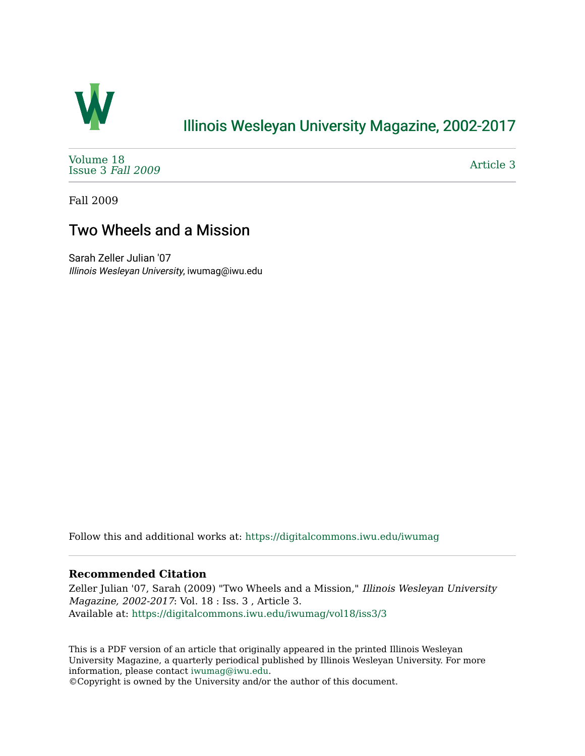# Illinois Wesleyan University Magazine, 2002-2017

Volume 18
Issue 3 *Fall 2009*

Article 3

Fall 2009

## Two Wheels and a Mission

Sarah Zeller Julian '07
*Illinois Wesleyan University*, iwumag@iwu.edu

Follow this and additional works at: https://digitalcommons.iwu.edu/iwumag

### Recommended Citation

Zeller Julian '07, Sarah (2009) "Two Wheels and a Mission," *Illinois Wesleyan University Magazine, 2002-2017*: Vol. 18 : Iss. 3 , Article 3.
Available at: https://digitalcommons.iwu.edu/iwumag/vol18/iss3/3

This is a PDF version of an article that originally appeared in the printed Illinois Wesleyan University Magazine, a quarterly periodical published by Illinois Wesleyan University. For more information, please contact iwumag@iwu.edu.
©Copyright is owned by the University and/or the author of this document.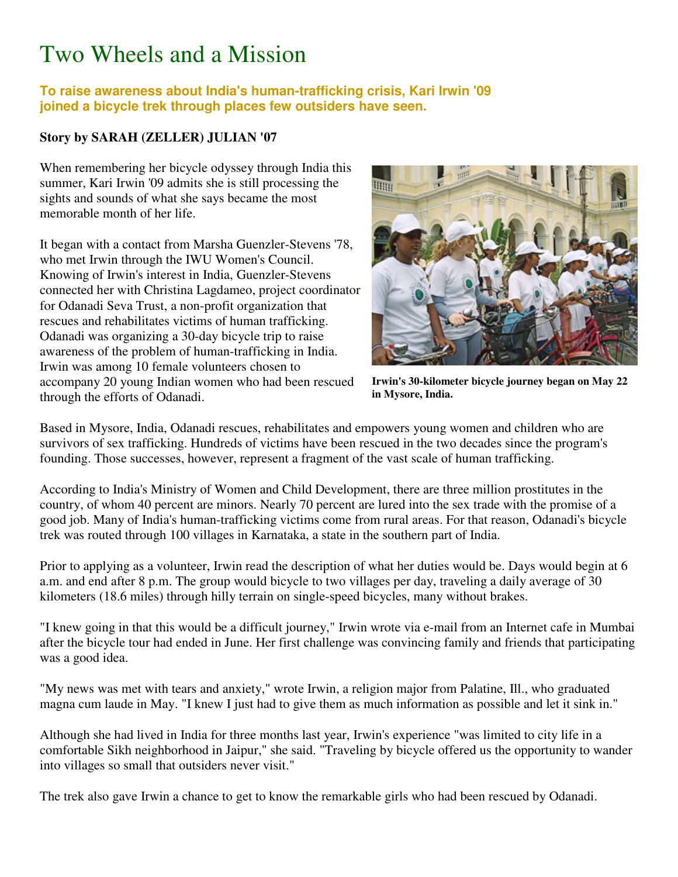# Two Wheels and a Mission

**To raise awareness about India's human-trafficking crisis, Kari Irwin '09 joined a bicycle trek through places few outsiders have seen.**

**Story by SARAH (ZELLER) JULIAN '07**

When remembering her bicycle odyssey through India this summer, Kari Irwin '09 admits she is still processing the sights and sounds of what she says became the most memorable month of her life.

It began with a contact from Marsha Guenzler-Stevens '78, who met Irwin through the IWU Women's Council. Knowing of Irwin's interest in India, Guenzler-Stevens connected her with Christina Lagdameo, project coordinator for Odanadi Seva Trust, a non-profit organization that rescues and rehabilitates victims of human trafficking. Odanadi was organizing a 30-day bicycle trip to raise awareness of the problem of human-trafficking in India. Irwin was among 10 female volunteers chosen to accompany 20 young Indian women who had been rescued through the efforts of Odanadi.

**Irwin's 30-kilometer bicycle journey began on May 22 in Mysore, India.**

Based in Mysore, India, Odanadi rescues, rehabilitates and empowers young women and children who are survivors of sex trafficking. Hundreds of victims have been rescued in the two decades since the program's founding. Those successes, however, represent a fragment of the vast scale of human trafficking.

According to India's Ministry of Women and Child Development, there are three million prostitutes in the country, of whom 40 percent are minors. Nearly 70 percent are lured into the sex trade with the promise of a good job. Many of India's human-trafficking victims come from rural areas. For that reason, Odanadi's bicycle trek was routed through 100 villages in Karnataka, a state in the southern part of India.

Prior to applying as a volunteer, Irwin read the description of what her duties would be. Days would begin at 6 a.m. and end after 8 p.m. The group would bicycle to two villages per day, traveling a daily average of 30 kilometers (18.6 miles) through hilly terrain on single-speed bicycles, many without brakes.

"I knew going in that this would be a difficult journey," Irwin wrote via e-mail from an Internet cafe in Mumbai after the bicycle tour had ended in June. Her first challenge was convincing family and friends that participating was a good idea.

"My news was met with tears and anxiety," wrote Irwin, a religion major from Palatine, Ill., who graduated magna cum laude in May. "I knew I just had to give them as much information as possible and let it sink in."

Although she had lived in India for three months last year, Irwin's experience "was limited to city life in a comfortable Sikh neighborhood in Jaipur," she said. "Traveling by bicycle offered us the opportunity to wander into villages so small that outsiders never visit."

The trek also gave Irwin a chance to get to know the remarkable girls who had been rescued by Odanadi.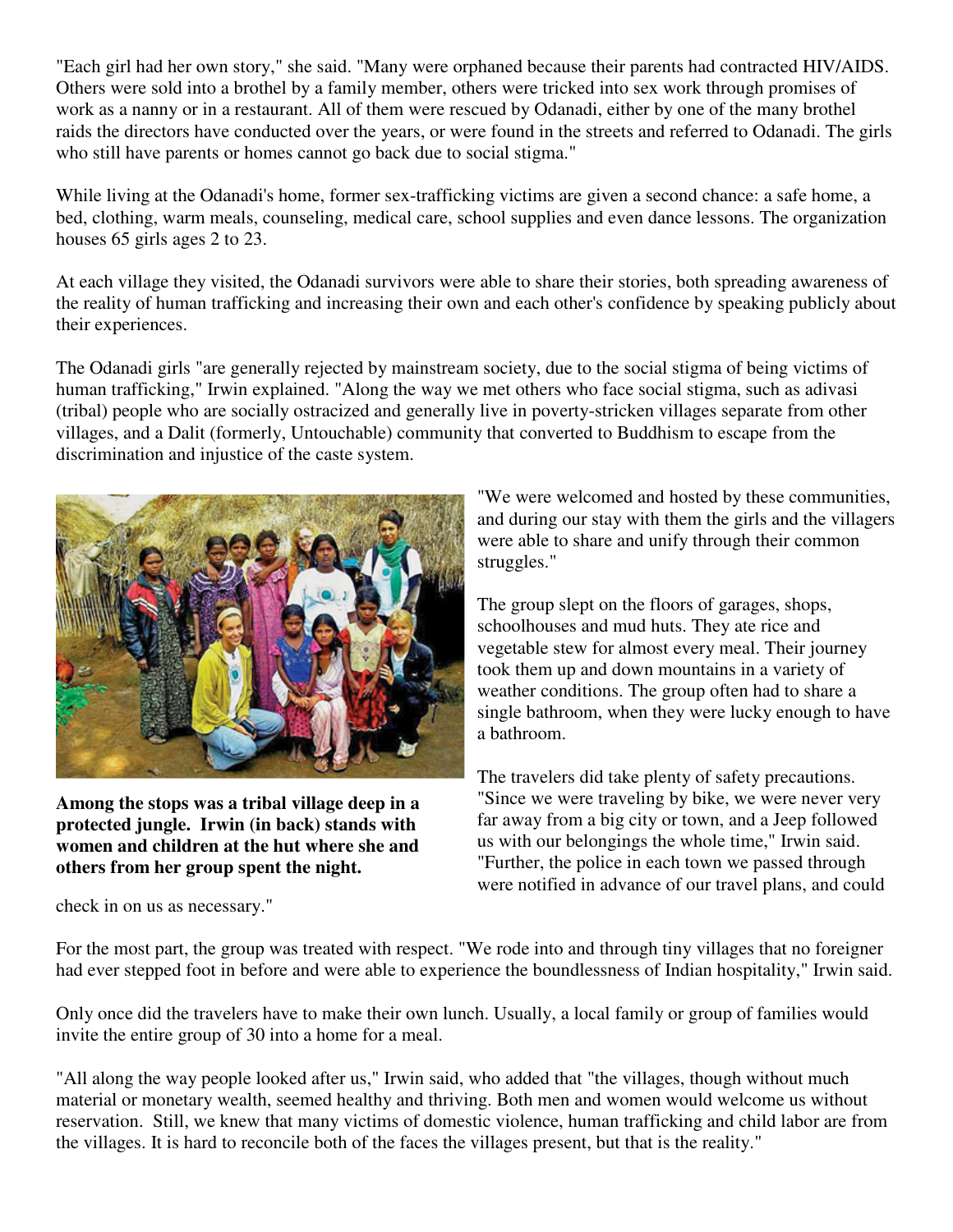"Each girl had her own story," she said. "Many were orphaned because their parents had contracted HIV/AIDS. Others were sold into a brothel by a family member, others were tricked into sex work through promises of work as a nanny or in a restaurant. All of them were rescued by Odanadi, either by one of the many brothel raids the directors have conducted over the years, or were found in the streets and referred to Odanadi. The girls who still have parents or homes cannot go back due to social stigma."

While living at the Odanadi's home, former sex-trafficking victims are given a second chance: a safe home, a bed, clothing, warm meals, counseling, medical care, school supplies and even dance lessons. The organization houses 65 girls ages 2 to 23.

At each village they visited, the Odanadi survivors were able to share their stories, both spreading awareness of the reality of human trafficking and increasing their own and each other's confidence by speaking publicly about their experiences.

The Odanadi girls "are generally rejected by mainstream society, due to the social stigma of being victims of human trafficking," Irwin explained. "Along the way we met others who face social stigma, such as adivasi (tribal) people who are socially ostracized and generally live in poverty-stricken villages separate from other villages, and a Dalit (formerly, Untouchable) community that converted to Buddhism to escape from the discrimination and injustice of the caste system.

**Among the stops was a tribal village deep in a protected jungle. Irwin (in back) stands with women and children at the hut where she and others from her group spent the night.**

"We were welcomed and hosted by these communities, and during our stay with them the girls and the villagers were able to share and unify through their common struggles."

The group slept on the floors of garages, shops, schoolhouses and mud huts. They ate rice and vegetable stew for almost every meal. Their journey took them up and down mountains in a variety of weather conditions. The group often had to share a single bathroom, when they were lucky enough to have a bathroom.

The travelers did take plenty of safety precautions. "Since we were traveling by bike, we were never very far away from a big city or town, and a Jeep followed us with our belongings the whole time," Irwin said. "Further, the police in each town we passed through were notified in advance of our travel plans, and could check in on us as necessary."

For the most part, the group was treated with respect. "We rode into and through tiny villages that no foreigner had ever stepped foot in before and were able to experience the boundlessness of Indian hospitality," Irwin said.

Only once did the travelers have to make their own lunch. Usually, a local family or group of families would invite the entire group of 30 into a home for a meal.

"All along the way people looked after us," Irwin said, who added that "the villages, though without much material or monetary wealth, seemed healthy and thriving. Both men and women would welcome us without reservation. Still, we knew that many victims of domestic violence, human trafficking and child labor are from the villages. It is hard to reconcile both of the faces the villages present, but that is the reality."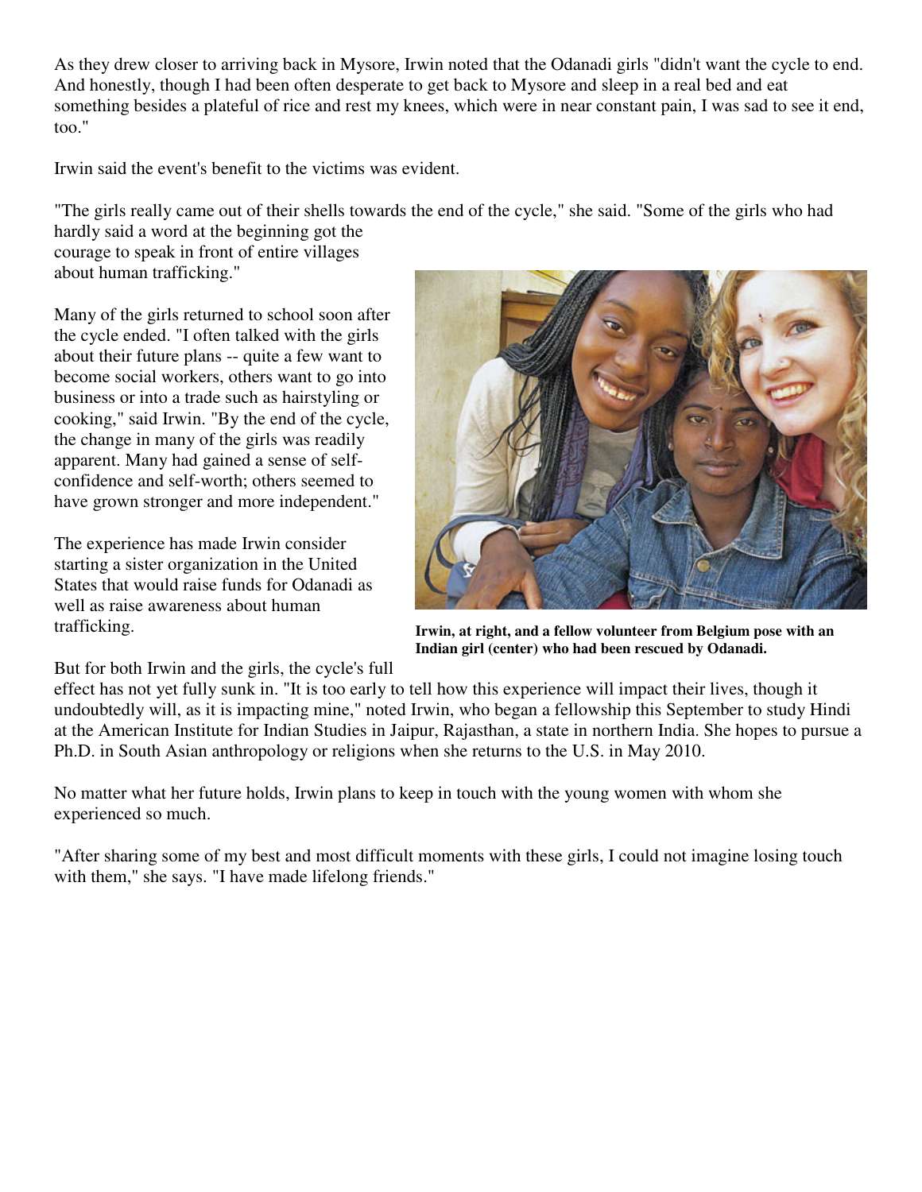As they drew closer to arriving back in Mysore, Irwin noted that the Odanadi girls "didn't want the cycle to end. And honestly, though I had been often desperate to get back to Mysore and sleep in a real bed and eat something besides a plateful of rice and rest my knees, which were in near constant pain, I was sad to see it end, too."

Irwin said the event's benefit to the victims was evident.

"The girls really came out of their shells towards the end of the cycle," she said. "Some of the girls who had hardly said a word at the beginning got the courage to speak in front of entire villages about human trafficking."

Many of the girls returned to school soon after the cycle ended. "I often talked with the girls about their future plans -- quite a few want to become social workers, others want to go into business or into a trade such as hairstyling or cooking," said Irwin. "By the end of the cycle, the change in many of the girls was readily apparent. Many had gained a sense of self-confidence and self-worth; others seemed to have grown stronger and more independent."

The experience has made Irwin consider starting a sister organization in the United States that would raise funds for Odanadi as well as raise awareness about human trafficking.

**Irwin, at right, and a fellow volunteer from Belgium pose with an Indian girl (center) who had been rescued by Odanadi.**

But for both Irwin and the girls, the cycle's full effect has not yet fully sunk in. "It is too early to tell how this experience will impact their lives, though it undoubtedly will, as it is impacting mine," noted Irwin, who began a fellowship this September to study Hindi at the American Institute for Indian Studies in Jaipur, Rajasthan, a state in northern India. She hopes to pursue a Ph.D. in South Asian anthropology or religions when she returns to the U.S. in May 2010.

No matter what her future holds, Irwin plans to keep in touch with the young women with whom she experienced so much.

"After sharing some of my best and most difficult moments with these girls, I could not imagine losing touch with them," she says. "I have made lifelong friends."